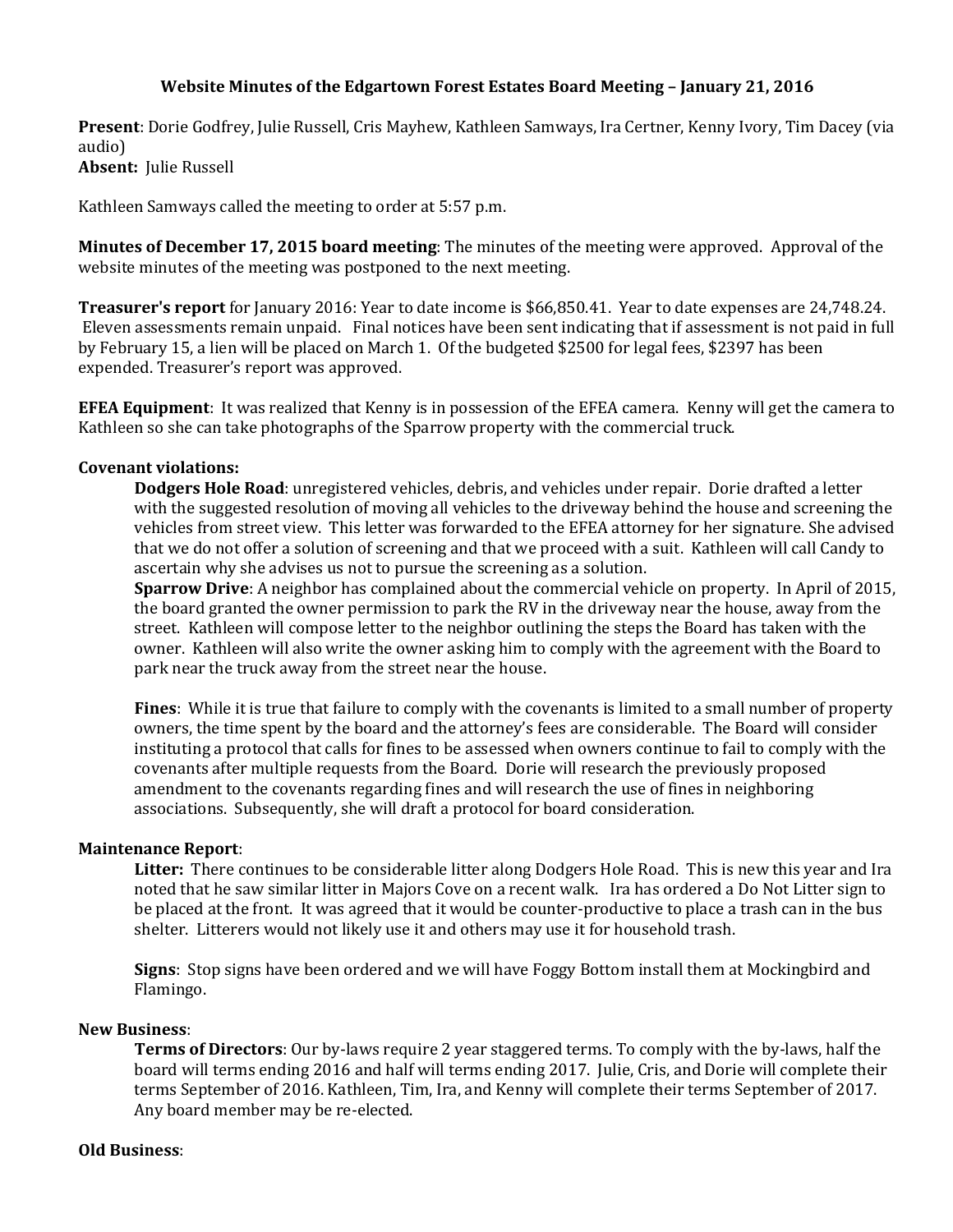# Website Minutes of the Edgartown Forest Estates Board Meeting – January 21, 2016

**Present**: Dorie Godfrey, Julie Russell, Cris Mayhew, Kathleen Samways, Ira Certner, Kenny Ivory, Tim Dacey (via audio)
**Absent:** Julie Russell

Kathleen Samways called the meeting to order at 5:57 p.m.

**Minutes of December 17, 2015 board meeting**: The minutes of the meeting were approved. Approval of the website minutes of the meeting was postponed to the next meeting.

**Treasurer's report** for January 2016: Year to date income is $66,850.41. Year to date expenses are 24,748.24. Eleven assessments remain unpaid. Final notices have been sent indicating that if assessment is not paid in full by February 15, a lien will be placed on March 1. Of the budgeted $2500 for legal fees, $2397 has been expended. Treasurer's report was approved.

**EFEA Equipment**: It was realized that Kenny is in possession of the EFEA camera. Kenny will get the camera to Kathleen so she can take photographs of the Sparrow property with the commercial truck.

**Covenant violations:**

**Dodgers Hole Road**: unregistered vehicles, debris, and vehicles under repair. Dorie drafted a letter with the suggested resolution of moving all vehicles to the driveway behind the house and screening the vehicles from street view. This letter was forwarded to the EFEA attorney for her signature. She advised that we do not offer a solution of screening and that we proceed with a suit. Kathleen will call Candy to ascertain why she advises us not to pursue the screening as a solution.

**Sparrow Drive**: A neighbor has complained about the commercial vehicle on property. In April of 2015, the board granted the owner permission to park the RV in the driveway near the house, away from the street. Kathleen will compose letter to the neighbor outlining the steps the Board has taken with the owner. Kathleen will also write the owner asking him to comply with the agreement with the Board to park near the truck away from the street near the house.

**Fines**: While it is true that failure to comply with the covenants is limited to a small number of property owners, the time spent by the board and the attorney's fees are considerable. The Board will consider instituting a protocol that calls for fines to be assessed when owners continue to fail to comply with the covenants after multiple requests from the Board. Dorie will research the previously proposed amendment to the covenants regarding fines and will research the use of fines in neighboring associations. Subsequently, she will draft a protocol for board consideration.

**Maintenance Report**:

**Litter:** There continues to be considerable litter along Dodgers Hole Road. This is new this year and Ira noted that he saw similar litter in Majors Cove on a recent walk. Ira has ordered a Do Not Litter sign to be placed at the front. It was agreed that it would be counter-productive to place a trash can in the bus shelter. Litterers would not likely use it and others may use it for household trash.

**Signs**: Stop signs have been ordered and we will have Foggy Bottom install them at Mockingbird and Flamingo.

**New Business**:

**Terms of Directors**: Our by-laws require 2 year staggered terms. To comply with the by-laws, half the board will terms ending 2016 and half will terms ending 2017. Julie, Cris, and Dorie will complete their terms September of 2016. Kathleen, Tim, Ira, and Kenny will complete their terms September of 2017. Any board member may be re-elected.

**Old Business**: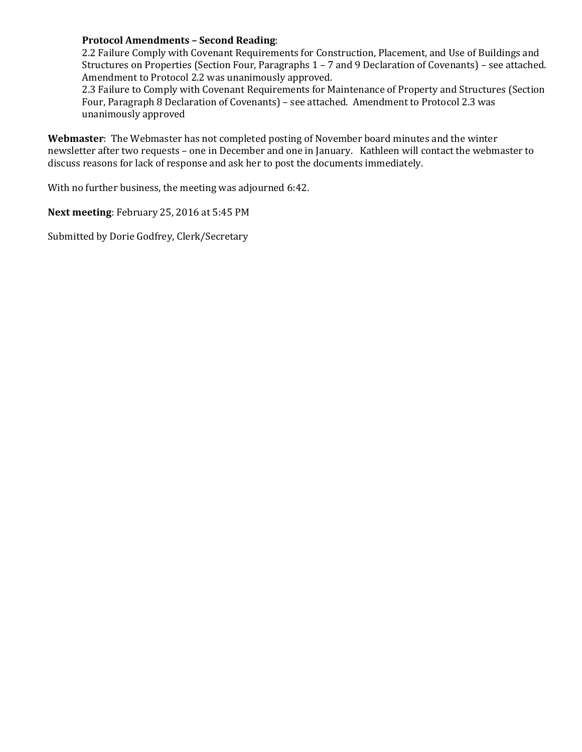**Protocol Amendments – Second Reading**:

2.2 Failure Comply with Covenant Requirements for Construction, Placement, and Use of Buildings and Structures on Properties (Section Four, Paragraphs 1 – 7 and 9 Declaration of Covenants) – see attached. Amendment to Protocol 2.2 was unanimously approved.

2.3 Failure to Comply with Covenant Requirements for Maintenance of Property and Structures (Section Four, Paragraph 8 Declaration of Covenants) – see attached. Amendment to Protocol 2.3 was unanimously approved

**Webmaster**: The Webmaster has not completed posting of November board minutes and the winter newsletter after two requests – one in December and one in January. Kathleen will contact the webmaster to discuss reasons for lack of response and ask her to post the documents immediately.

With no further business, the meeting was adjourned 6:42.

**Next meeting**: February 25, 2016 at 5:45 PM

Submitted by Dorie Godfrey, Clerk/Secretary